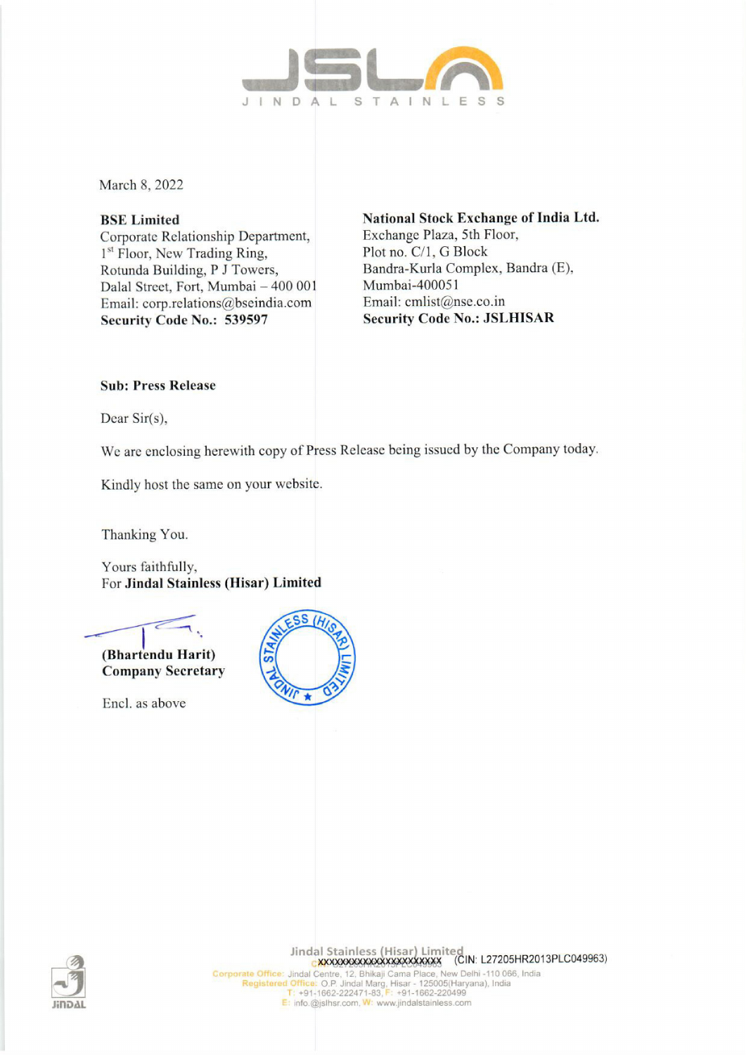March 8, 2022

**BSE Limited**
Corporate Relationship Department,
1st Floor, New Trading Ring,
Rotunda Building, P J Towers,
Dalal Street, Fort, Mumbai – 400 001
Email: corp.relations@bseindia.com
**Security Code No.: 539597**

**National Stock Exchange of India Ltd.**
Exchange Plaza, 5th Floor,
Plot no. C/1, G Block
Bandra-Kurla Complex, Bandra (E),
Mumbai-400051
Email: cmlist@nse.co.in
**Security Code No.: JSLHISAR**

**Sub: Press Release**

Dear Sir(s),

We are enclosing herewith copy of Press Release being issued by the Company today.

Kindly host the same on your website.

Thanking You.

Yours faithfully,
For **Jindal Stainless (Hisar) Limited**

**(Bhartendu Harit)**
**Company Secretary**

Encl. as above

Jindal Stainless (Hisar) Limited
(CIN: L27205HR2013PLC049963)
Corporate Office: Jindal Centre, 12, Bhikaji Cama Place, New Delhi -110 066, India
Registered Office: O.P. Jindal Marg, Hisar - 125005(Haryana), India
T: +91-1662-222471-83, F: +91-1662-220499
E: info.@jslhsr.com, W: www.jindalstainless.com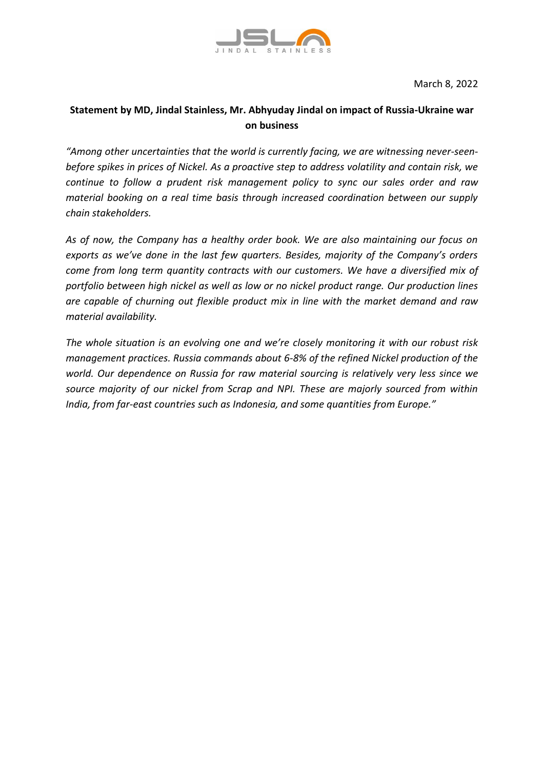March 8, 2022

**Statement by MD, Jindal Stainless, Mr. Abhyuday Jindal on impact of Russia-Ukraine war on business**

*"Among other uncertainties that the world is currently facing, we are witnessing never-seen-before spikes in prices of Nickel. As a proactive step to address volatility and contain risk, we continue to follow a prudent risk management policy to sync our sales order and raw material booking on a real time basis through increased coordination between our supply chain stakeholders.*

*As of now, the Company has a healthy order book. We are also maintaining our focus on exports as we've done in the last few quarters. Besides, majority of the Company's orders come from long term quantity contracts with our customers. We have a diversified mix of portfolio between high nickel as well as low or no nickel product range. Our production lines are capable of churning out flexible product mix in line with the market demand and raw material availability.*

*The whole situation is an evolving one and we're closely monitoring it with our robust risk management practices. Russia commands about 6-8% of the refined Nickel production of the world. Our dependence on Russia for raw material sourcing is relatively very less since we source majority of our nickel from Scrap and NPI. These are majorly sourced from within India, from far-east countries such as Indonesia, and some quantities from Europe."*